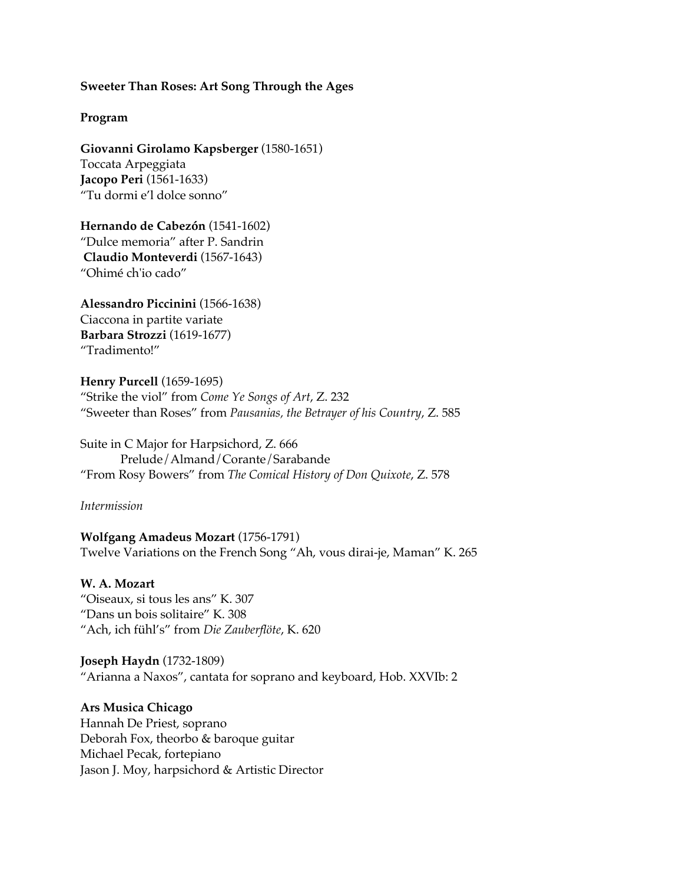**Sweeter Than Roses: Art Song Through the Ages**

**Program**

**Giovanni Girolamo Kapsberger** (1580-1651)
Toccata Arpeggiata
**Jacopo Peri** (1561-1633)
"Tu dormi e'l dolce sonno"

**Hernando de Cabezón** (1541-1602)
"Dulce memoria" after P. Sandrin
**Claudio Monteverdi** (1567-1643)
"Ohimé ch'io cado"

**Alessandro Piccinini** (1566-1638)
Ciaccona in partite variate
**Barbara Strozzi** (1619-1677)
"Tradimento!"

**Henry Purcell** (1659-1695)
"Strike the viol" from *Come Ye Songs of Art*, Z. 232
"Sweeter than Roses" from *Pausanias, the Betrayer of his Country*, Z. 585

Suite in C Major for Harpsichord, Z. 666
Prelude/Almand/Corante/Sarabande
"From Rosy Bowers" from *The Comical History of Don Quixote*, Z. 578

*Intermission*

**Wolfgang Amadeus Mozart** (1756-1791)
Twelve Variations on the French Song "Ah, vous dirai-je, Maman" K. 265

**W. A. Mozart**
"Oiseaux, si tous les ans" K. 307
"Dans un bois solitaire" K. 308
"Ach, ich fühl's" from *Die Zauberflöte*, K. 620

**Joseph Haydn** (1732-1809)
"Arianna a Naxos", cantata for soprano and keyboard, Hob. XXVIb: 2

**Ars Musica Chicago**
Hannah De Priest, soprano
Deborah Fox, theorbo & baroque guitar
Michael Pecak, fortepiano
Jason J. Moy, harpsichord & Artistic Director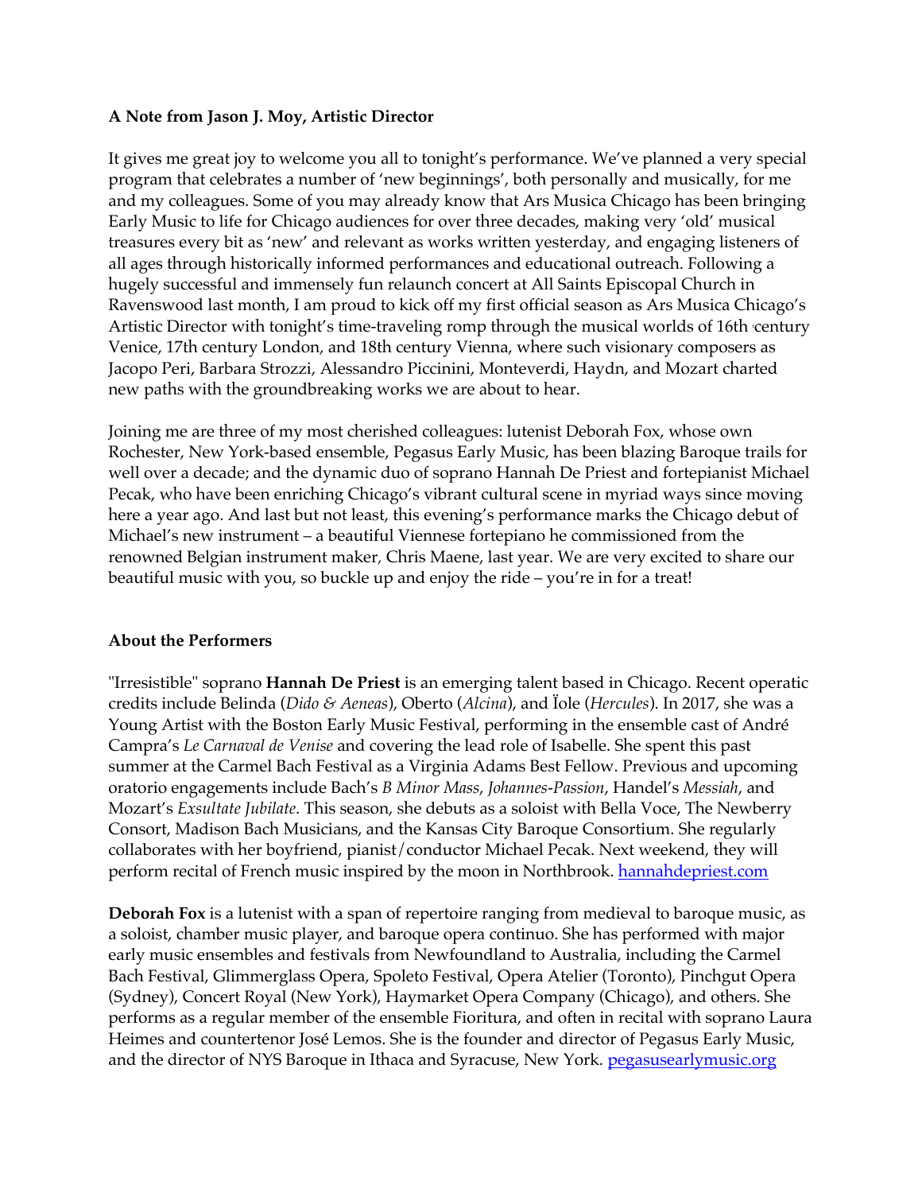**A Note from Jason J. Moy, Artistic Director**

It gives me great joy to welcome you all to tonight's performance. We've planned a very special program that celebrates a number of 'new beginnings', both personally and musically, for me and my colleagues. Some of you may already know that Ars Musica Chicago has been bringing Early Music to life for Chicago audiences for over three decades, making very 'old' musical treasures every bit as 'new' and relevant as works written yesterday, and engaging listeners of all ages through historically informed performances and educational outreach. Following a hugely successful and immensely fun relaunch concert at All Saints Episcopal Church in Ravenswood last month, I am proud to kick off my first official season as Ars Musica Chicago's Artistic Director with tonight's time-traveling romp through the musical worlds of 16th century Venice, 17th century London, and 18th century Vienna, where such visionary composers as Jacopo Peri, Barbara Strozzi, Alessandro Piccinini, Monteverdi, Haydn, and Mozart charted new paths with the groundbreaking works we are about to hear.

Joining me are three of my most cherished colleagues: lutenist Deborah Fox, whose own Rochester, New York-based ensemble, Pegasus Early Music, has been blazing Baroque trails for well over a decade; and the dynamic duo of soprano Hannah De Priest and fortepianist Michael Pecak, who have been enriching Chicago's vibrant cultural scene in myriad ways since moving here a year ago. And last but not least, this evening's performance marks the Chicago debut of Michael's new instrument – a beautiful Viennese fortepiano he commissioned from the renowned Belgian instrument maker, Chris Maene, last year. We are very excited to share our beautiful music with you, so buckle up and enjoy the ride – you're in for a treat!

**About the Performers**

"Irresistible" soprano **Hannah De Priest** is an emerging talent based in Chicago. Recent operatic credits include Belinda (*Dido & Aeneas*), Oberto (*Alcina*), and Ïole (*Hercules*). In 2017, she was a Young Artist with the Boston Early Music Festival, performing in the ensemble cast of André Campra's *Le Carnaval de Venise* and covering the lead role of Isabelle. She spent this past summer at the Carmel Bach Festival as a Virginia Adams Best Fellow. Previous and upcoming oratorio engagements include Bach's *B Minor Mass*, *Johannes-Passion*, Handel's *Messiah*, and Mozart's *Exsultate Jubilate*. This season, she debuts as a soloist with Bella Voce, The Newberry Consort, Madison Bach Musicians, and the Kansas City Baroque Consortium. She regularly collaborates with her boyfriend, pianist/conductor Michael Pecak. Next weekend, they will perform recital of French music inspired by the moon in Northbrook. [hannahdepriest.com](hannahdepriest.com)

**Deborah Fox** is a lutenist with a span of repertoire ranging from medieval to baroque music, as a soloist, chamber music player, and baroque opera continuo. She has performed with major early music ensembles and festivals from Newfoundland to Australia, including the Carmel Bach Festival, Glimmerglass Opera, Spoleto Festival, Opera Atelier (Toronto), Pinchgut Opera (Sydney), Concert Royal (New York), Haymarket Opera Company (Chicago), and others. She performs as a regular member of the ensemble Fioritura, and often in recital with soprano Laura Heimes and countertenor José Lemos. She is the founder and director of Pegasus Early Music, and the director of NYS Baroque in Ithaca and Syracuse, New York. [pegasusearlymusic.org](pegasusearlymusic.org)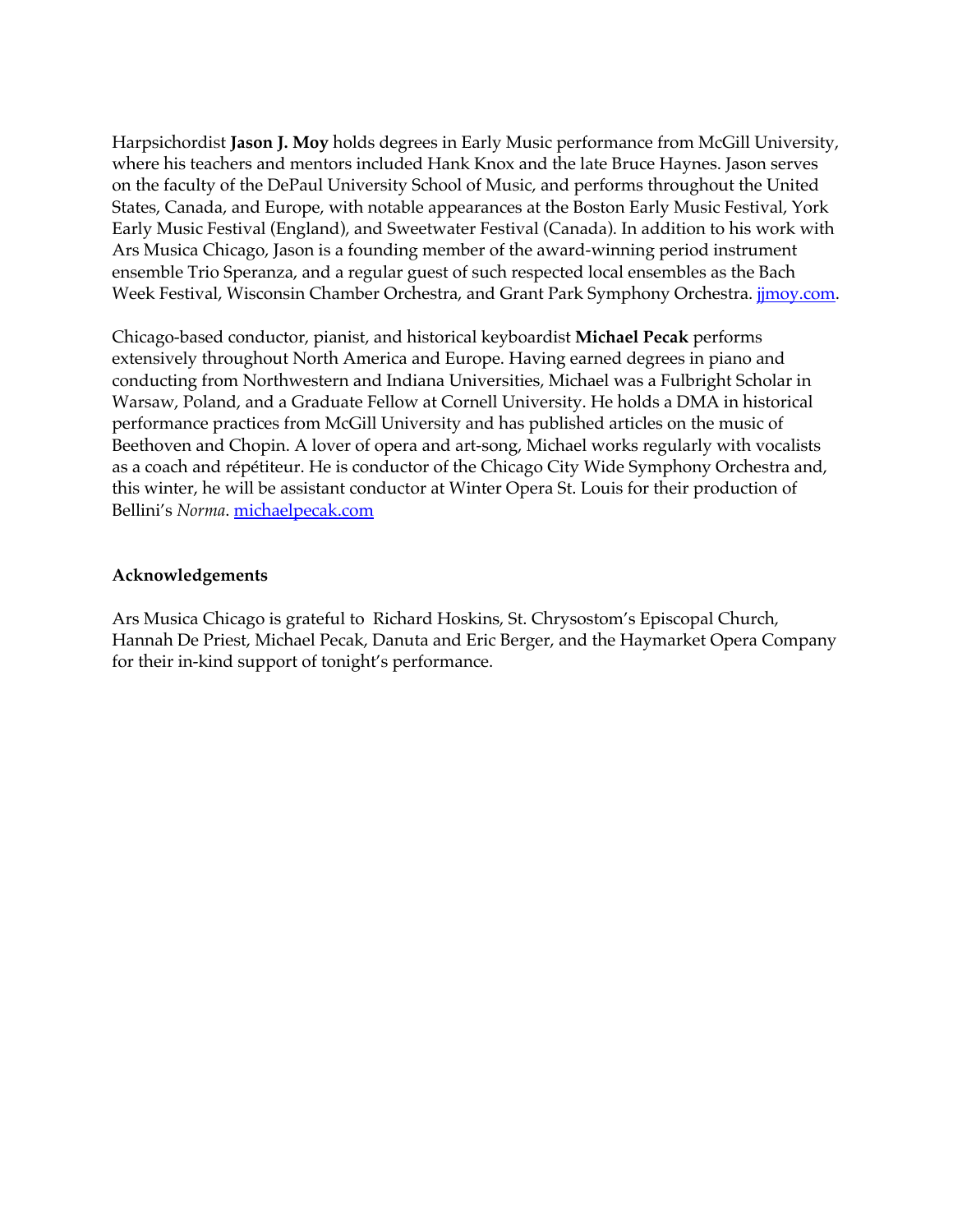Harpsichordist **Jason J. Moy** holds degrees in Early Music performance from McGill University, where his teachers and mentors included Hank Knox and the late Bruce Haynes. Jason serves on the faculty of the DePaul University School of Music, and performs throughout the United States, Canada, and Europe, with notable appearances at the Boston Early Music Festival, York Early Music Festival (England), and Sweetwater Festival (Canada). In addition to his work with Ars Musica Chicago, Jason is a founding member of the award-winning period instrument ensemble Trio Speranza, and a regular guest of such respected local ensembles as the Bach Week Festival, Wisconsin Chamber Orchestra, and Grant Park Symphony Orchestra. jjmoy.com.

Chicago-based conductor, pianist, and historical keyboardist **Michael Pecak** performs extensively throughout North America and Europe. Having earned degrees in piano and conducting from Northwestern and Indiana Universities, Michael was a Fulbright Scholar in Warsaw, Poland, and a Graduate Fellow at Cornell University. He holds a DMA in historical performance practices from McGill University and has published articles on the music of Beethoven and Chopin. A lover of opera and art-song, Michael works regularly with vocalists as a coach and répétiteur. He is conductor of the Chicago City Wide Symphony Orchestra and, this winter, he will be assistant conductor at Winter Opera St. Louis for their production of Bellini's *Norma*. michaelpecak.com

**Acknowledgements**

Ars Musica Chicago is grateful to Richard Hoskins, St. Chrysostom's Episcopal Church, Hannah De Priest, Michael Pecak, Danuta and Eric Berger, and the Haymarket Opera Company for their in-kind support of tonight's performance.